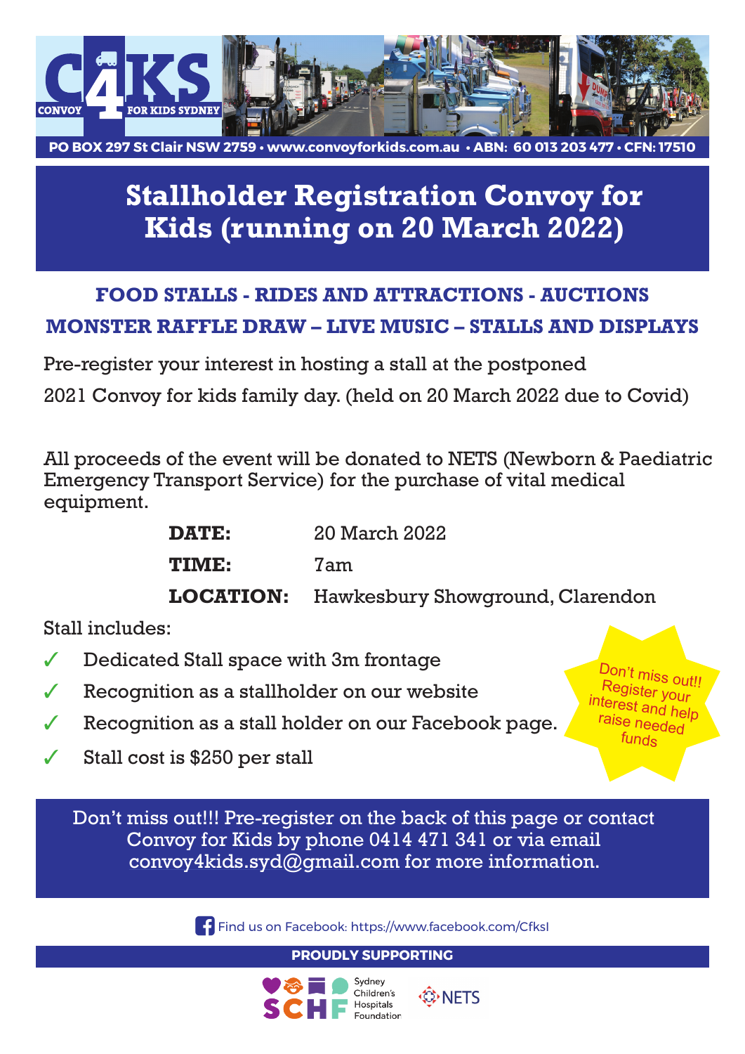C4KS CONVOY FOR KIDS SYDNEY

PO BOX 297 St Clair NSW 2759 • www.convoyforkids.com.au • ABN: 60 013 203 477 • CFN: 17510

# Stallholder Registration Convoy for Kids (running on 20 March 2022)

## FOOD STALLS - RIDES AND ATTRACTIONS - AUCTIONS

## MONSTER RAFFLE DRAW – LIVE MUSIC – STALLS AND DISPLAYS

Pre-register your interest in hosting a stall at the postponed 2021 Convoy for kids family day. (held on 20 March 2022 due to Covid)

All proceeds of the event will be donated to NETS (Newborn & Paediatric Emergency Transport Service) for the purchase of vital medical equipment.

| | |
|---|---|
| **DATE:** | 20 March 2022 |
| **TIME:** | 7am |
| **LOCATION:** | Hawkesbury Showground, Clarendon |

Stall includes:

- ✓ Dedicated Stall space with 3m frontage
- ✓ Recognition as a stallholder on our website
- ✓ Recognition as a stall holder on our Facebook page.
- ✓ Stall cost is $250 per stall

Don't miss out!! Register your interest and help raise needed funds

Don't miss out!!! Pre-register on the back of this page or contact Convoy for Kids by phone 0414 471 341 or via email convoy4kids.syd@gmail.com for more information.

Find us on Facebook: https://www.facebook.com/CfksI

**PROUDLY SUPPORTING**

SCHF Sydney Children's Hospitals Foundation

NETS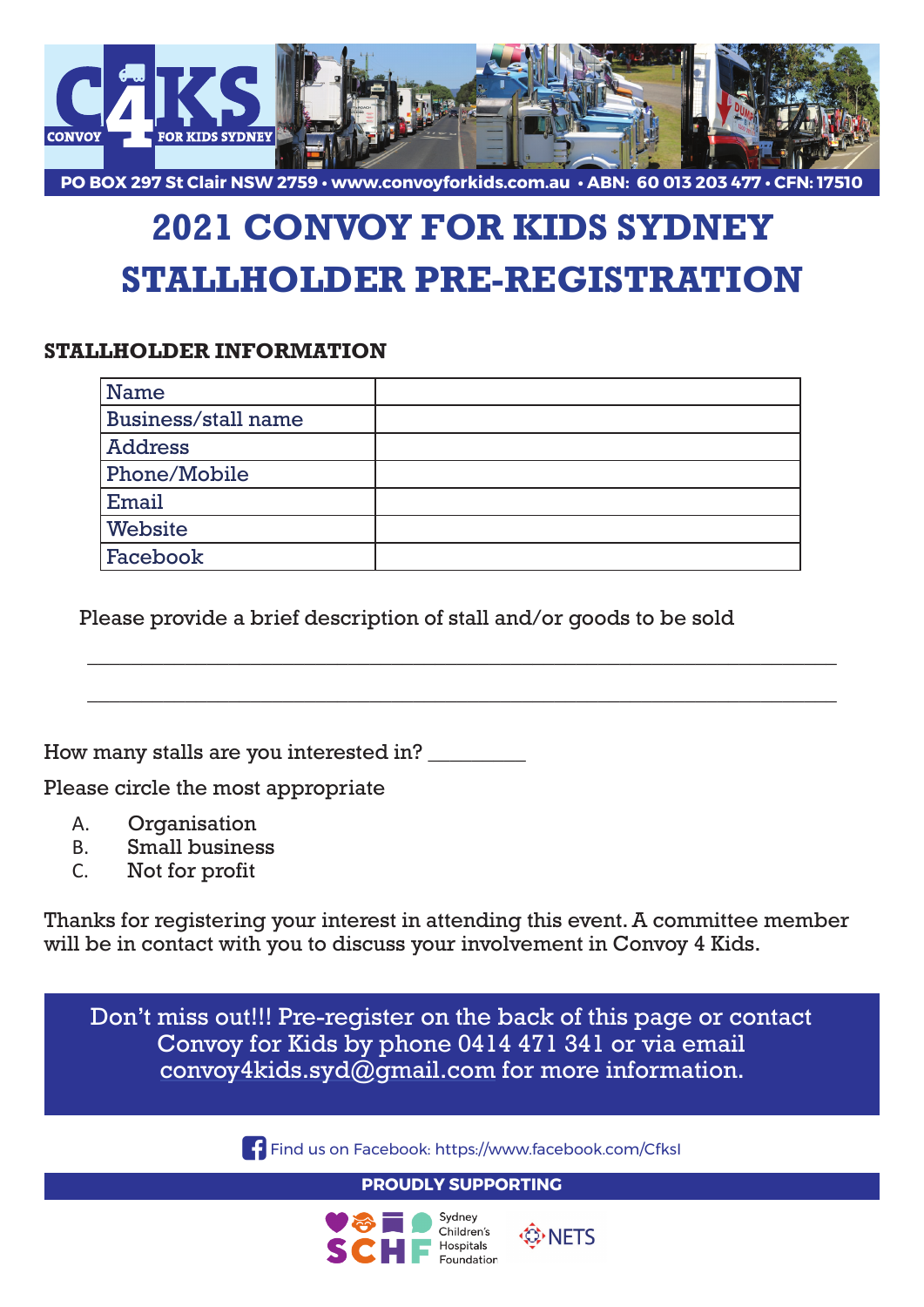PO BOX 297 St Clair NSW 2759 • www.convoyforkids.com.au • ABN: 60 013 203 477 • CFN: 17510

# 2021 CONVOY FOR KIDS SYDNEY STALLHOLDER PRE-REGISTRATION

## STALLHOLDER INFORMATION

| | |
|---|---|
| Name | |
| Business/stall name | |
| Address | |
| Phone/Mobile | |
| Email | |
| Website | |
| Facebook | |

Please provide a brief description of stall and/or goods to be sold

_______________________________________________________________

_______________________________________________________________

How many stalls are you interested in? _________

Please circle the most appropriate

A. Organisation
B. Small business
C. Not for profit

Thanks for registering your interest in attending this event. A committee member will be in contact with you to discuss your involvement in Convoy 4 Kids.

Don't miss out!!! Pre-register on the back of this page or contact Convoy for Kids by phone 0414 471 341 or via email convoy4kids.syd@gmail.com for more information.

Find us on Facebook: https://www.facebook.com/Cfksl

**PROUDLY SUPPORTING**

SCHF Sydney Children's Hospitals Foundation

NETS